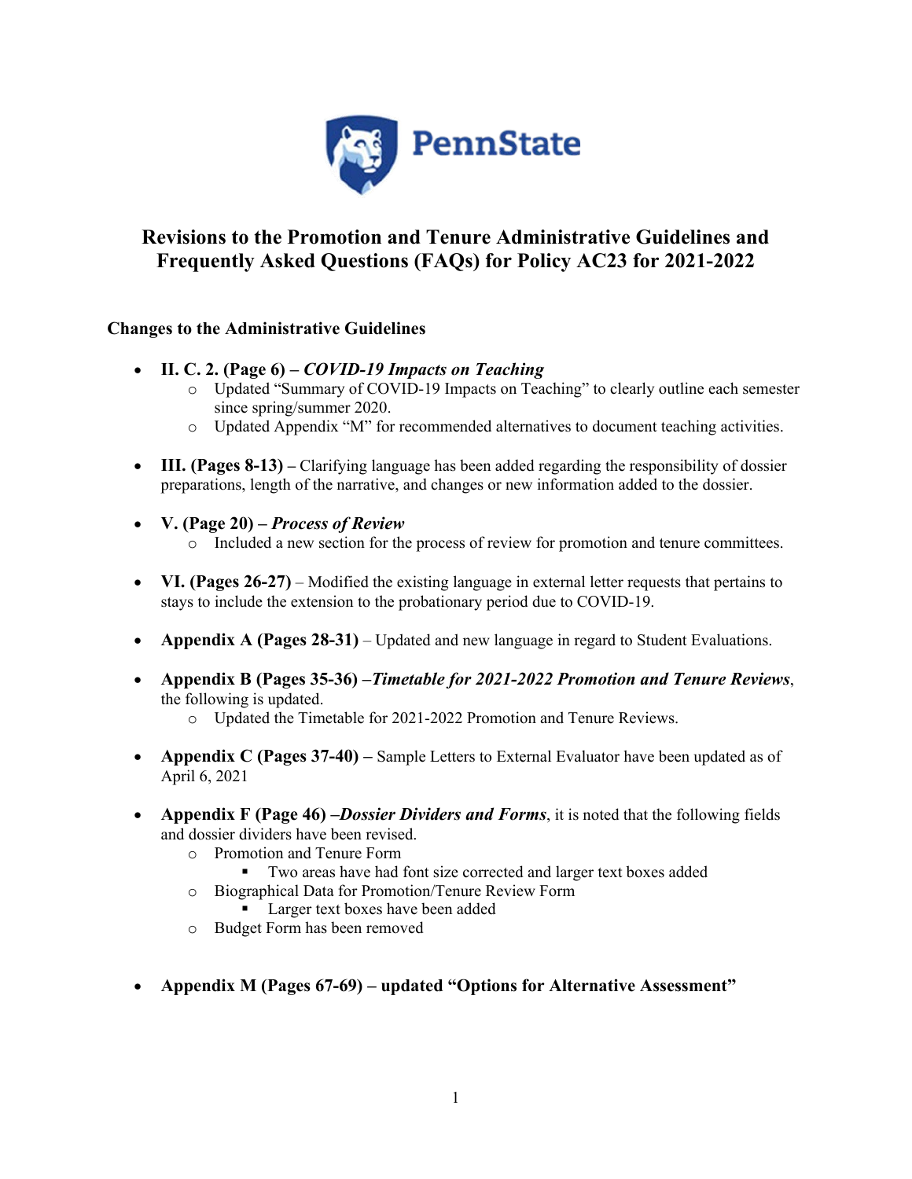# Revisions to the Promotion and Tenure Administrative Guidelines and Frequently Asked Questions (FAQs) for Policy AC23 for 2021-2022

## Changes to the Administrative Guidelines

- **II. C. 2. (Page 6) – *COVID-19 Impacts on Teaching***
  - Updated "Summary of COVID-19 Impacts on Teaching" to clearly outline each semester since spring/summer 2020.
  - Updated Appendix "M" for recommended alternatives to document teaching activities.
- **III. (Pages 8-13) –** Clarifying language has been added regarding the responsibility of dossier preparations, length of the narrative, and changes or new information added to the dossier.
- **V. (Page 20) – *Process of Review***
  - Included a new section for the process of review for promotion and tenure committees.
- **VI. (Pages 26-27)** – Modified the existing language in external letter requests that pertains to stays to include the extension to the probationary period due to COVID-19.
- **Appendix A (Pages 28-31)** – Updated and new language in regard to Student Evaluations.
- **Appendix B (Pages 35-36) –*Timetable for 2021-2022 Promotion and Tenure Reviews***, the following is updated.
  - Updated the Timetable for 2021-2022 Promotion and Tenure Reviews.
- **Appendix C (Pages 37-40) –** Sample Letters to External Evaluator have been updated as of April 6, 2021
- **Appendix F (Page 46) –*Dossier Dividers and Forms***, it is noted that the following fields and dossier dividers have been revised.
  - Promotion and Tenure Form
    - Two areas have had font size corrected and larger text boxes added
  - Biographical Data for Promotion/Tenure Review Form
    - Larger text boxes have been added
  - Budget Form has been removed
- **Appendix M (Pages 67-69) – updated "Options for Alternative Assessment"**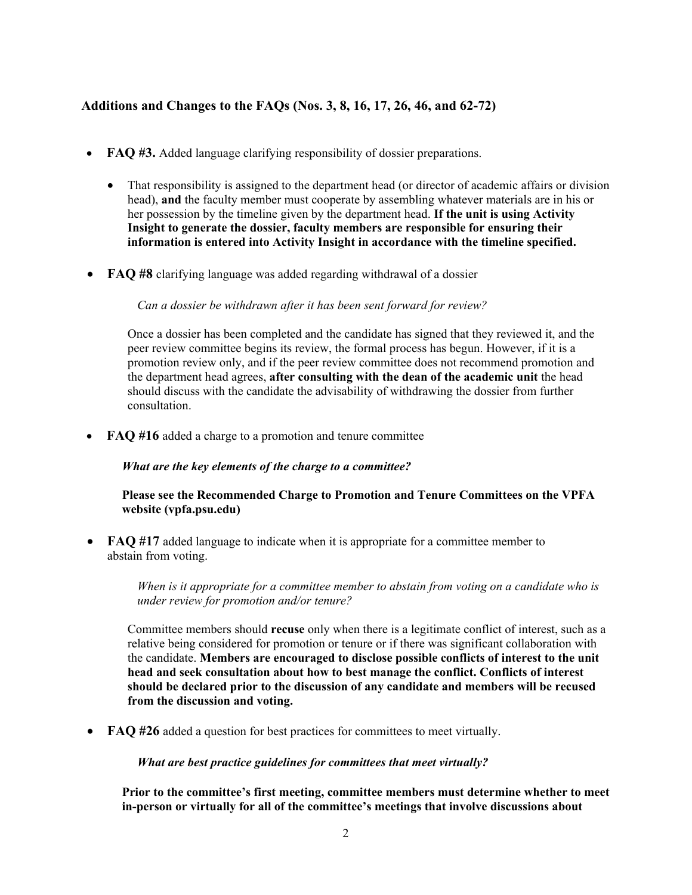## Additions and Changes to the FAQs (Nos. 3, 8, 16, 17, 26, 46, and 62-72)

- **FAQ #3.** Added language clarifying responsibility of dossier preparations.

  - That responsibility is assigned to the department head (or director of academic affairs or division head), **and** the faculty member must cooperate by assembling whatever materials are in his or her possession by the timeline given by the department head. **If the unit is using Activity Insight to generate the dossier, faculty members are responsible for ensuring their information is entered into Activity Insight in accordance with the timeline specified.**

- **FAQ #8** clarifying language was added regarding withdrawal of a dossier

  *Can a dossier be withdrawn after it has been sent forward for review?*

  Once a dossier has been completed and the candidate has signed that they reviewed it, and the peer review committee begins its review, the formal process has begun. However, if it is a promotion review only, and if the peer review committee does not recommend promotion and the department head agrees, **after consulting with the dean of the academic unit** the head should discuss with the candidate the advisability of withdrawing the dossier from further consultation.

- **FAQ #16** added a charge to a promotion and tenure committee

  ***What are the key elements of the charge to a committee?***

  **Please see the Recommended Charge to Promotion and Tenure Committees on the VPFA website (vpfa.psu.edu)**

- **FAQ #17** added language to indicate when it is appropriate for a committee member to abstain from voting.

  *When is it appropriate for a committee member to abstain from voting on a candidate who is under review for promotion and/or tenure?*

  Committee members should **recuse** only when there is a legitimate conflict of interest, such as a relative being considered for promotion or tenure or if there was significant collaboration with the candidate. **Members are encouraged to disclose possible conflicts of interest to the unit head and seek consultation about how to best manage the conflict. Conflicts of interest should be declared prior to the discussion of any candidate and members will be recused from the discussion and voting.**

- **FAQ #26** added a question for best practices for committees to meet virtually.

  ***What are best practice guidelines for committees that meet virtually?***

  **Prior to the committee's first meeting, committee members must determine whether to meet in-person or virtually for all of the committee's meetings that involve discussions about**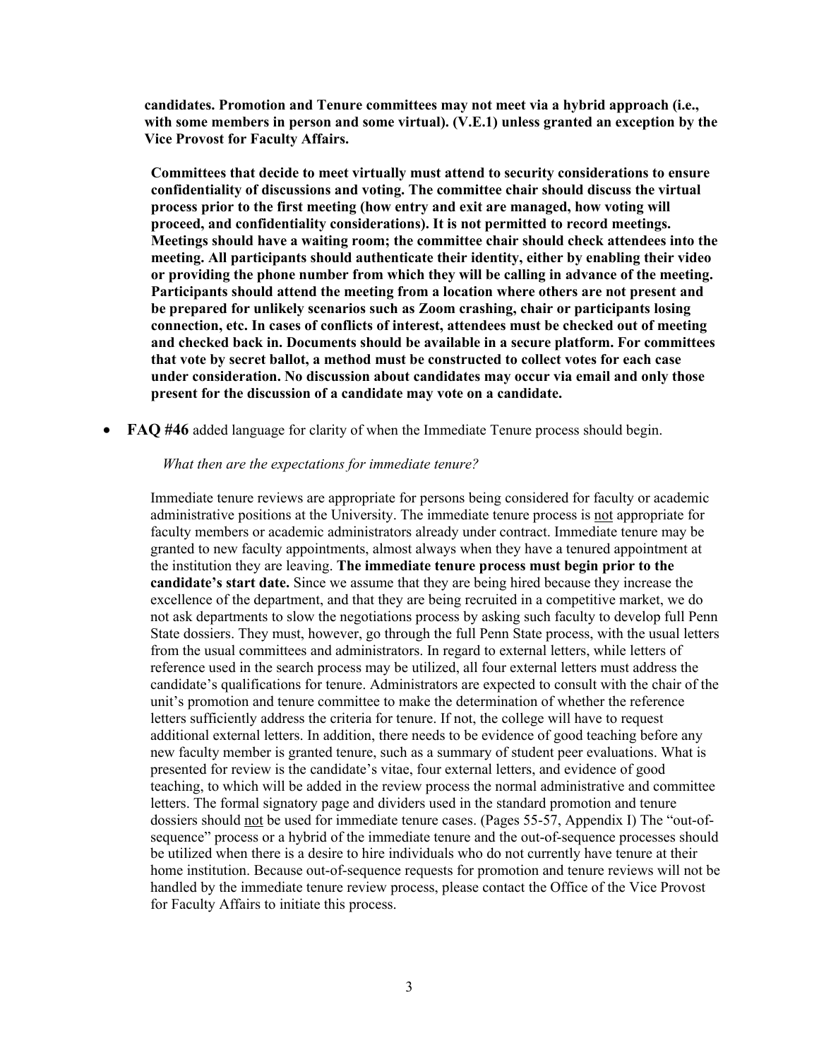**candidates. Promotion and Tenure committees may not meet via a hybrid approach (i.e., with some members in person and some virtual). (V.E.1) unless granted an exception by the Vice Provost for Faculty Affairs.**

**Committees that decide to meet virtually must attend to security considerations to ensure confidentiality of discussions and voting. The committee chair should discuss the virtual process prior to the first meeting (how entry and exit are managed, how voting will proceed, and confidentiality considerations). It is not permitted to record meetings. Meetings should have a waiting room; the committee chair should check attendees into the meeting. All participants should authenticate their identity, either by enabling their video or providing the phone number from which they will be calling in advance of the meeting. Participants should attend the meeting from a location where others are not present and be prepared for unlikely scenarios such as Zoom crashing, chair or participants losing connection, etc. In cases of conflicts of interest, attendees must be checked out of meeting and checked back in. Documents should be available in a secure platform. For committees that vote by secret ballot, a method must be constructed to collect votes for each case under consideration. No discussion about candidates may occur via email and only those present for the discussion of a candidate may vote on a candidate.**

- **FAQ #46** added language for clarity of when the Immediate Tenure process should begin.

*What then are the expectations for immediate tenure?*

Immediate tenure reviews are appropriate for persons being considered for faculty or academic administrative positions at the University. The immediate tenure process is <u>not</u> appropriate for faculty members or academic administrators already under contract. Immediate tenure may be granted to new faculty appointments, almost always when they have a tenured appointment at the institution they are leaving. **The immediate tenure process must begin prior to the candidate's start date.** Since we assume that they are being hired because they increase the excellence of the department, and that they are being recruited in a competitive market, we do not ask departments to slow the negotiations process by asking such faculty to develop full Penn State dossiers. They must, however, go through the full Penn State process, with the usual letters from the usual committees and administrators. In regard to external letters, while letters of reference used in the search process may be utilized, all four external letters must address the candidate's qualifications for tenure. Administrators are expected to consult with the chair of the unit's promotion and tenure committee to make the determination of whether the reference letters sufficiently address the criteria for tenure. If not, the college will have to request additional external letters. In addition, there needs to be evidence of good teaching before any new faculty member is granted tenure, such as a summary of student peer evaluations. What is presented for review is the candidate's vitae, four external letters, and evidence of good teaching, to which will be added in the review process the normal administrative and committee letters. The formal signatory page and dividers used in the standard promotion and tenure dossiers should <u>not</u> be used for immediate tenure cases. (Pages 55-57, Appendix I) The "out-of-sequence" process or a hybrid of the immediate tenure and the out-of-sequence processes should be utilized when there is a desire to hire individuals who do not currently have tenure at their home institution. Because out-of-sequence requests for promotion and tenure reviews will not be handled by the immediate tenure review process, please contact the Office of the Vice Provost for Faculty Affairs to initiate this process.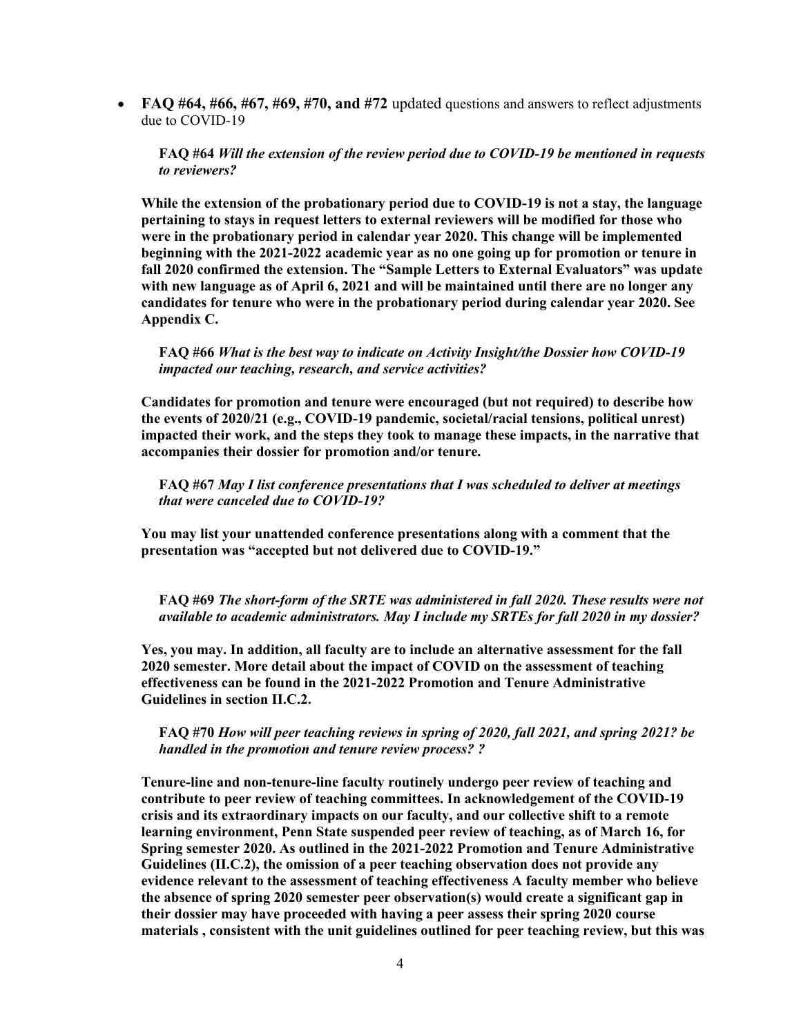- **FAQ #64, #66, #67, #69, #70, and #72** updated questions and answers to reflect adjustments due to COVID-19

  **FAQ #64** ***Will the extension of the review period due to COVID-19 be mentioned in requests to reviewers?***

**While the extension of the probationary period due to COVID-19 is not a stay, the language pertaining to stays in request letters to external reviewers will be modified for those who were in the probationary period in calendar year 2020. This change will be implemented beginning with the 2021-2022 academic year as no one going up for promotion or tenure in fall 2020 confirmed the extension. The "Sample Letters to External Evaluators" was update with new language as of April 6, 2021 and will be maintained until there are no longer any candidates for tenure who were in the probationary period during calendar year 2020. See Appendix C.**

  **FAQ #66** ***What is the best way to indicate on Activity Insight/the Dossier how COVID-19 impacted our teaching, research, and service activities?***

**Candidates for promotion and tenure were encouraged (but not required) to describe how the events of 2020/21 (e.g., COVID-19 pandemic, societal/racial tensions, political unrest) impacted their work, and the steps they took to manage these impacts, in the narrative that accompanies their dossier for promotion and/or tenure.**

  **FAQ #67** ***May I list conference presentations that I was scheduled to deliver at meetings that were canceled due to COVID-19?***

**You may list your unattended conference presentations along with a comment that the presentation was "accepted but not delivered due to COVID-19."**

  **FAQ #69** ***The short-form of the SRTE was administered in fall 2020. These results were not available to academic administrators. May I include my SRTEs for fall 2020 in my dossier?***

**Yes, you may. In addition, all faculty are to include an alternative assessment for the fall 2020 semester. More detail about the impact of COVID on the assessment of teaching effectiveness can be found in the 2021-2022 Promotion and Tenure Administrative Guidelines in section II.C.2.**

  **FAQ #70** ***How will peer teaching reviews in spring of 2020, fall 2021, and spring 2021? be handled in the promotion and tenure review process? ?***

**Tenure-line and non-tenure-line faculty routinely undergo peer review of teaching and contribute to peer review of teaching committees. In acknowledgement of the COVID-19 crisis and its extraordinary impacts on our faculty, and our collective shift to a remote learning environment, Penn State suspended peer review of teaching, as of March 16, for Spring semester 2020. As outlined in the 2021-2022 Promotion and Tenure Administrative Guidelines (II.C.2), the omission of a peer teaching observation does not provide any evidence relevant to the assessment of teaching effectiveness A faculty member who believe the absence of spring 2020 semester peer observation(s) would create a significant gap in their dossier may have proceeded with having a peer assess their spring 2020 course materials , consistent with the unit guidelines outlined for peer teaching review, but this was**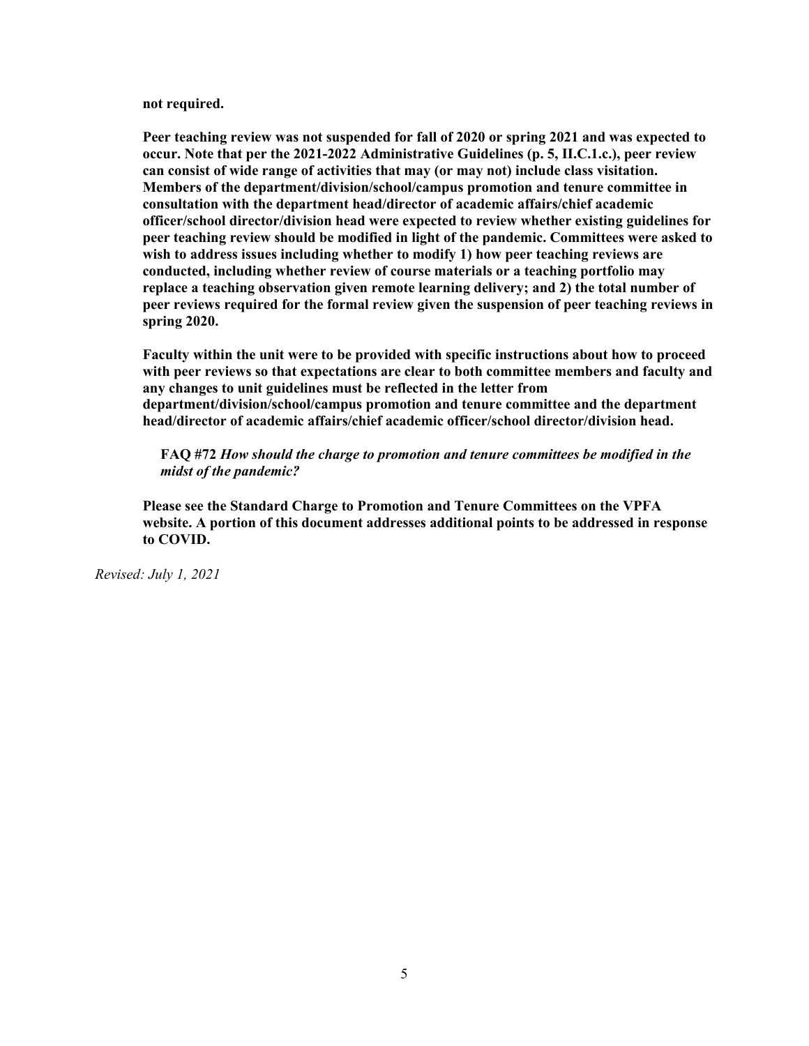**not required.**

**Peer teaching review was not suspended for fall of 2020 or spring 2021 and was expected to occur. Note that per the 2021-2022 Administrative Guidelines (p. 5, II.C.1.c.), peer review can consist of wide range of activities that may (or may not) include class visitation. Members of the department/division/school/campus promotion and tenure committee in consultation with the department head/director of academic affairs/chief academic officer/school director/division head were expected to review whether existing guidelines for peer teaching review should be modified in light of the pandemic. Committees were asked to wish to address issues including whether to modify 1) how peer teaching reviews are conducted, including whether review of course materials or a teaching portfolio may replace a teaching observation given remote learning delivery; and 2) the total number of peer reviews required for the formal review given the suspension of peer teaching reviews in spring 2020.**

**Faculty within the unit were to be provided with specific instructions about how to proceed with peer reviews so that expectations are clear to both committee members and faculty and any changes to unit guidelines must be reflected in the letter from department/division/school/campus promotion and tenure committee and the department head/director of academic affairs/chief academic officer/school director/division head.**

**FAQ #72** ***How should the charge to promotion and tenure committees be modified in the midst of the pandemic?***

**Please see the Standard Charge to Promotion and Tenure Committees on the VPFA website. A portion of this document addresses additional points to be addressed in response to COVID.**

*Revised: July 1, 2021*